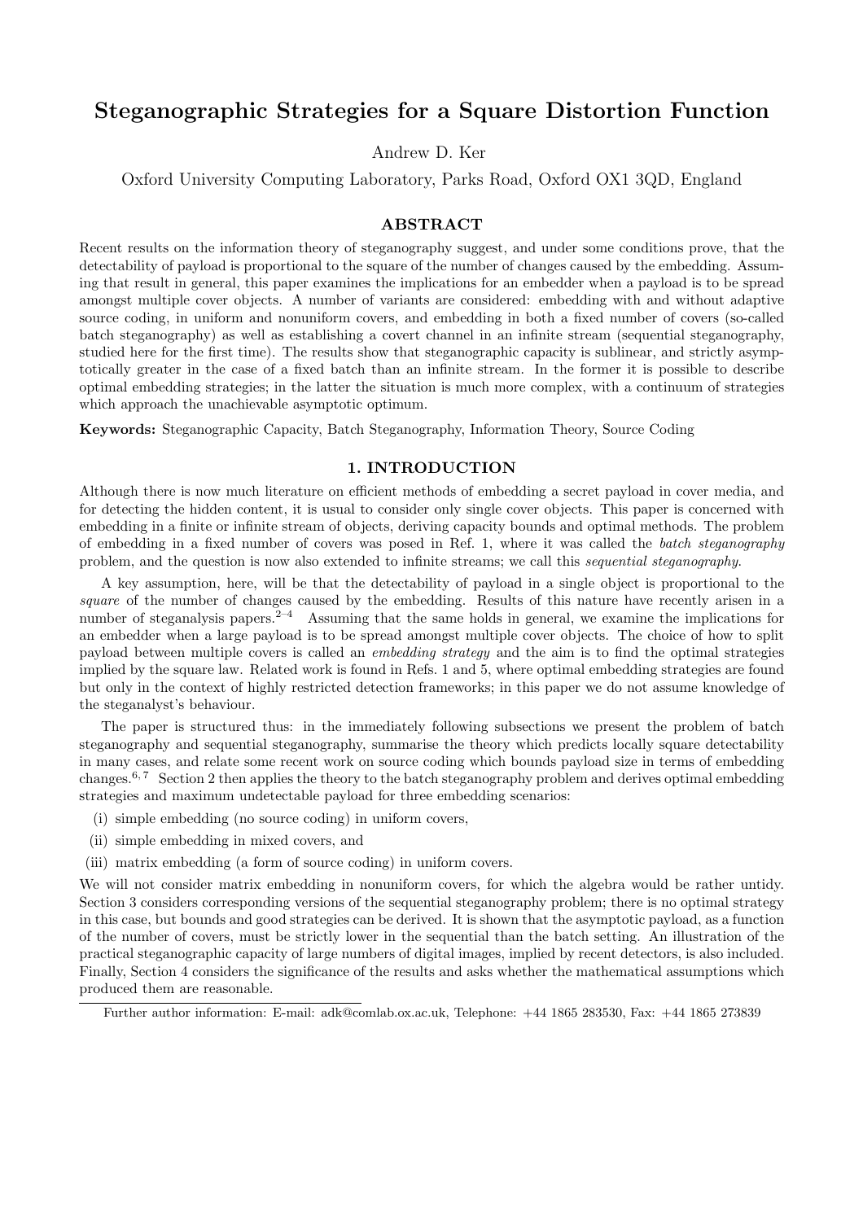# Steganographic Strategies for a Square Distortion Function

Andrew D. Ker

Oxford University Computing Laboratory, Parks Road, Oxford OX1 3QD, England

## ABSTRACT

Recent results on the information theory of steganography suggest, and under some conditions prove, that the detectability of payload is proportional to the square of the number of changes caused by the embedding. Assuming that result in general, this paper examines the implications for an embedder when a payload is to be spread amongst multiple cover objects. A number of variants are considered: embedding with and without adaptive source coding, in uniform and nonuniform covers, and embedding in both a fixed number of covers (so-called batch steganography) as well as establishing a covert channel in an infinite stream (sequential steganography, studied here for the first time). The results show that steganographic capacity is sublinear, and strictly asymptotically greater in the case of a fixed batch than an infinite stream. In the former it is possible to describe optimal embedding strategies; in the latter the situation is much more complex, with a continuum of strategies which approach the unachievable asymptotic optimum.

**Keywords:** Steganographic Capacity, Batch Steganography, Information Theory, Source Coding

## 1. INTRODUCTION

Although there is now much literature on efficient methods of embedding a secret payload in cover media, and for detecting the hidden content, it is usual to consider only single cover objects. This paper is concerned with embedding in a finite or infinite stream of objects, deriving capacity bounds and optimal methods. The problem of embedding in a fixed number of covers was posed in Ref. 1, where it was called the *batch steganography* problem, and the question is now also extended to infinite streams; we call this *sequential steganography*.

A key assumption, here, will be that the detectability of payload in a single object is proportional to the *square* of the number of changes caused by the embedding. Results of this nature have recently arisen in a number of steganalysis papers.[2–4] Assuming that the same holds in general, we examine the implications for an embedder when a large payload is to be spread amongst multiple cover objects. The choice of how to split payload between multiple covers is called an *embedding strategy* and the aim is to find the optimal strategies implied by the square law. Related work is found in Refs. 1 and 5, where optimal embedding strategies are found but only in the context of highly restricted detection frameworks; in this paper we do not assume knowledge of the steganalyst's behaviour.

The paper is structured thus: in the immediately following subsections we present the problem of batch steganography and sequential steganography, summarise the theory which predicts locally square detectability in many cases, and relate some recent work on source coding which bounds payload size in terms of embedding changes.[6, 7] Section 2 then applies the theory to the batch steganography problem and derives optimal embedding strategies and maximum undetectable payload for three embedding scenarios:

(i) simple embedding (no source coding) in uniform covers,

(ii) simple embedding in mixed covers, and

(iii) matrix embedding (a form of source coding) in uniform covers.

We will not consider matrix embedding in nonuniform covers, for which the algebra would be rather untidy. Section 3 considers corresponding versions of the sequential steganography problem; there is no optimal strategy in this case, but bounds and good strategies can be derived. It is shown that the asymptotic payload, as a function of the number of covers, must be strictly lower in the sequential than the batch setting. An illustration of the practical steganographic capacity of large numbers of digital images, implied by recent detectors, is also included. Finally, Section 4 considers the significance of the results and asks whether the mathematical assumptions which produced them are reasonable.

---

Further author information: E-mail: adk@comlab.ox.ac.uk, Telephone: +44 1865 283530, Fax: +44 1865 273839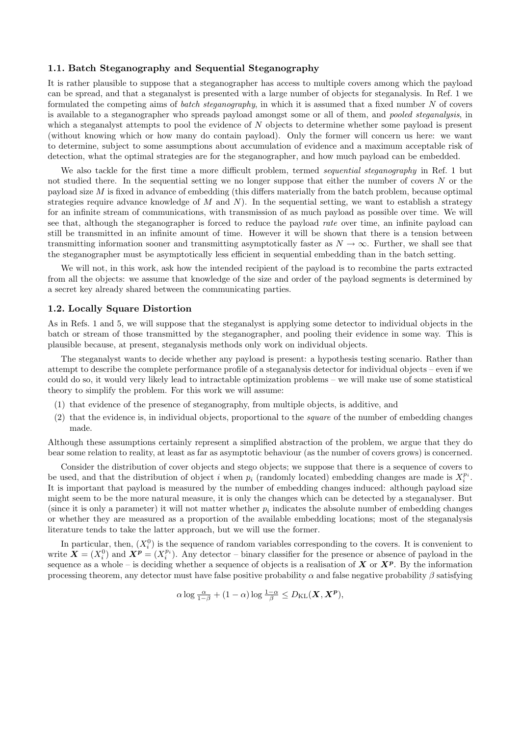### 1.1. Batch Steganography and Sequential Steganography

It is rather plausible to suppose that a steganographer has access to multiple covers among which the payload can be spread, and that a steganalyst is presented with a large number of objects for steganalysis. In Ref. 1 we formulated the competing aims of *batch steganography*, in which it is assumed that a fixed number $N$ of covers is available to a steganographer who spreads payload amongst some or all of them, and *pooled steganalysis*, in which a steganalyst attempts to pool the evidence of $N$ objects to determine whether some payload is present (without knowing which or how many do contain payload). Only the former will concern us here: we want to determine, subject to some assumptions about accumulation of evidence and a maximum acceptable risk of detection, what the optimal strategies are for the steganographer, and how much payload can be embedded.

We also tackle for the first time a more difficult problem, termed *sequential steganography* in Ref. 1 but not studied there. In the sequential setting we no longer suppose that either the number of covers $N$ or the payload size $M$ is fixed in advance of embedding (this differs materially from the batch problem, because optimal strategies require advance knowledge of $M$ and $N$). In the sequential setting, we want to establish a strategy for an infinite stream of communications, with transmission of as much payload as possible over time. We will see that, although the steganographer is forced to reduce the payload *rate* over time, an infinite payload can still be transmitted in an infinite amount of time. However it will be shown that there is a tension between transmitting information sooner and transmitting asymptotically faster as $N \to \infty$. Further, we shall see that the steganographer must be asymptotically less efficient in sequential embedding than in the batch setting.

We will not, in this work, ask how the intended recipient of the payload is to recombine the parts extracted from all the objects: we assume that knowledge of the size and order of the payload segments is determined by a secret key already shared between the communicating parties.

### 1.2. Locally Square Distortion

As in Refs. 1 and 5, we will suppose that the steganalyst is applying some detector to individual objects in the batch or stream of those transmitted by the steganographer, and pooling their evidence in some way. This is plausible because, at present, steganalysis methods only work on individual objects.

The steganalyst wants to decide whether any payload is present: a hypothesis testing scenario. Rather than attempt to describe the complete performance profile of a steganalysis detector for individual objects – even if we could do so, it would very likely lead to intractable optimization problems – we will make use of some statistical theory to simplify the problem. For this work we will assume:

(1) that evidence of the presence of steganography, from multiple objects, is additive, and
(2) that the evidence is, in individual objects, proportional to the *square* of the number of embedding changes made.

Although these assumptions certainly represent a simplified abstraction of the problem, we argue that they do bear some relation to reality, at least as far as asymptotic behaviour (as the number of covers grows) is concerned.

Consider the distribution of cover objects and stego objects; we suppose that there is a sequence of covers to be used, and that the distribution of object $i$ when $p_i$ (randomly located) embedding changes are made is $X_i^{p_i}$. It is important that payload is measured by the number of embedding changes induced: although payload size might seem to be the more natural measure, it is only the changes which can be detected by a steganalyser. But (since it is only a parameter) it will not matter whether $p_i$ indicates the absolute number of embedding changes or whether they are measured as a proportion of the available embedding locations; most of the steganalysis literature tends to take the latter approach, but we will use the former.

In particular, then, $(X_i^0)$ is the sequence of random variables corresponding to the covers. It is convenient to write $\boldsymbol{X} = (X_i^0)$ and $\boldsymbol{X^p} = (X_i^{p_i})$. Any detector – binary classifier for the presence or absence of payload in the sequence as a whole – is deciding whether a sequence of objects is a realisation of $\boldsymbol{X}$ or $\boldsymbol{X^p}$. By the information processing theorem, any detector must have false positive probability $\alpha$ and false negative probability $\beta$ satisfying

$$\alpha \log \tfrac{\alpha}{1-\beta} + (1-\alpha) \log \tfrac{1-\alpha}{\beta} \leq D_{\mathrm{KL}}(\boldsymbol{X}, \boldsymbol{X^p}),$$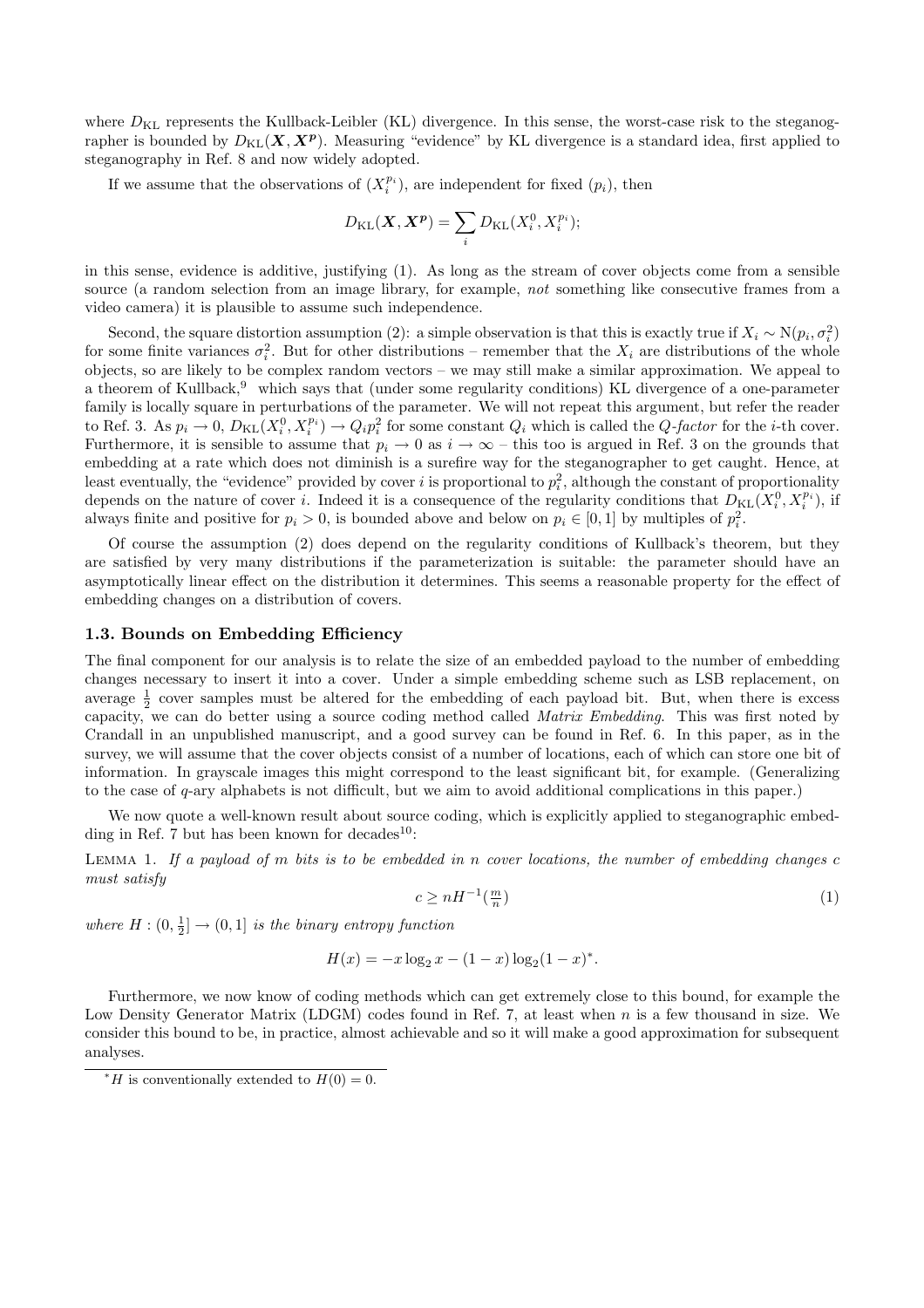where $D_{\mathrm{KL}}$ represents the Kullback-Leibler (KL) divergence. In this sense, the worst-case risk to the steganographer is bounded by $D_{\mathrm{KL}}(\boldsymbol{X}, \boldsymbol{X}^{\boldsymbol{p}})$. Measuring "evidence" by KL divergence is a standard idea, first applied to steganography in Ref. 8 and now widely adopted.

If we assume that the observations of $(X_i^{p_i})$, are independent for fixed $(p_i)$, then

$$D_{\mathrm{KL}}(\boldsymbol{X}, \boldsymbol{X}^{\boldsymbol{p}}) = \sum_i D_{\mathrm{KL}}(X_i^0, X_i^{p_i});$$

in this sense, evidence is additive, justifying (1). As long as the stream of cover objects come from a sensible source (a random selection from an image library, for example, *not* something like consecutive frames from a video camera) it is plausible to assume such independence.

Second, the square distortion assumption (2): a simple observation is that this is exactly true if $X_i \sim \mathrm{N}(p_i, \sigma_i^2)$ for some finite variances $\sigma_i^2$. But for other distributions – remember that the $X_i$ are distributions of the whole objects, so are likely to be complex random vectors – we may still make a similar approximation. We appeal to a theorem of Kullback,[9] which says that (under some regularity conditions) KL divergence of a one-parameter family is locally square in perturbations of the parameter. We will not repeat this argument, but refer the reader to Ref. 3. As $p_i \to 0$, $D_{\mathrm{KL}}(X_i^0, X_i^{p_i}) \to Q_i p_i^2$ for some constant $Q_i$ which is called the *Q-factor* for the $i$-th cover. Furthermore, it is sensible to assume that $p_i \to 0$ as $i \to \infty$ – this too is argued in Ref. 3 on the grounds that embedding at a rate which does not diminish is a surefire way for the steganographer to get caught. Hence, at least eventually, the "evidence" provided by cover $i$ is proportional to $p_i^2$, although the constant of proportionality depends on the nature of cover $i$. Indeed it is a consequence of the regularity conditions that $D_{\mathrm{KL}}(X_i^0, X_i^{p_i})$, if always finite and positive for $p_i > 0$, is bounded above and below on $p_i \in [0, 1]$ by multiples of $p_i^2$.

Of course the assumption (2) does depend on the regularity conditions of Kullback's theorem, but they are satisfied by very many distributions if the parameterization is suitable: the parameter should have an asymptotically linear effect on the distribution it determines. This seems a reasonable property for the effect of embedding changes on a distribution of covers.

### 1.3. Bounds on Embedding Efficiency

The final component for our analysis is to relate the size of an embedded payload to the number of embedding changes necessary to insert it into a cover. Under a simple embedding scheme such as LSB replacement, on average $\frac{1}{2}$ cover samples must be altered for the embedding of each payload bit. But, when there is excess capacity, we can do better using a source coding method called *Matrix Embedding*. This was first noted by Crandall in an unpublished manuscript, and a good survey can be found in Ref. 6. In this paper, as in the survey, we will assume that the cover objects consist of a number of locations, each of which can store one bit of information. In grayscale images this might correspond to the least significant bit, for example. (Generalizing to the case of $q$-ary alphabets is not difficult, but we aim to avoid additional complications in this paper.)

We now quote a well-known result about source coding, which is explicitly applied to steganographic embedding in Ref. 7 but has been known for decades[10]:

Lemma 1. *If a payload of $m$ bits is to be embedded in $n$ cover locations, the number of embedding changes $c$ must satisfy*

$$c \geq nH^{-1}(\tfrac{m}{n}) \tag{1}$$

*where $H : (0, \frac{1}{2}] \to (0, 1]$ is the binary entropy function*

$$H(x) = -x \log_2 x - (1-x) \log_2 (1-x)^*.$$

Furthermore, we now know of coding methods which can get extremely close to this bound, for example the Low Density Generator Matrix (LDGM) codes found in Ref. 7, at least when $n$ is a few thousand in size. We consider this bound to be, in practice, almost achievable and so it will make a good approximation for subsequent analyses.

---

* $H$ is conventionally extended to $H(0) = 0$.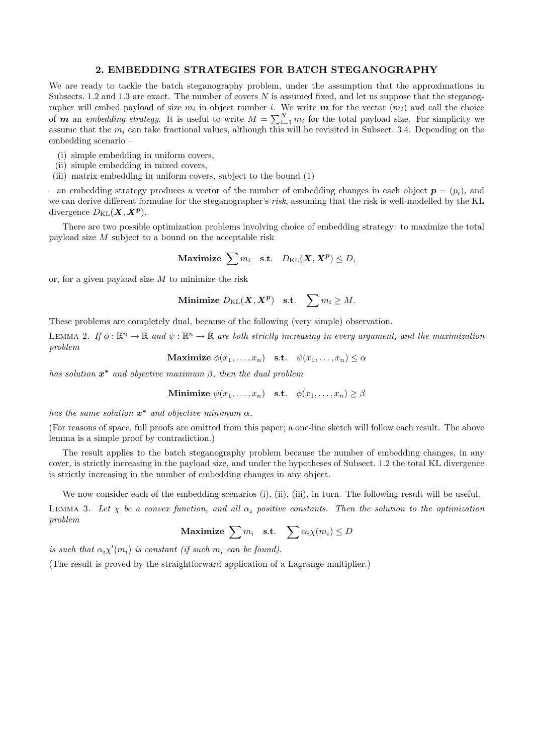## 2. EMBEDDING STRATEGIES FOR BATCH STEGANOGRAPHY

We are ready to tackle the batch steganography problem, under the assumption that the approximations in Subsects. 1.2 and 1.3 are exact. The number of covers $N$ is assumed fixed, and let us suppose that the steganographer will embed payload of size $m_i$ in object number $i$. We write $\boldsymbol{m}$ for the vector $(m_i)$ and call the choice of $\boldsymbol{m}$ an *embedding strategy*. It is useful to write $M = \sum_{i=1}^{N} m_i$ for the total payload size. For simplicity we assume that the $m_i$ can take fractional values, although this will be revisited in Subsect. 3.4. Depending on the embedding scenario –

(i) simple embedding in uniform covers,
(ii) simple embedding in mixed covers,
(iii) matrix embedding in uniform covers, subject to the bound (1)

– an embedding strategy produces a vector of the number of embedding changes in each object $\boldsymbol{p} = (p_i)$, and we can derive different formulae for the steganographer's *risk*, assuming that the risk is well-modelled by the KL divergence $D_{\mathrm{KL}}(\boldsymbol{X}, \boldsymbol{X}^{\boldsymbol{p}})$.

There are two possible optimization problems involving choice of embedding strategy: to maximize the total payload size $M$ subject to a bound on the acceptable risk

$$\textbf{Maximize} \sum m_i \quad \textbf{s.t.} \quad D_{\mathrm{KL}}(\boldsymbol{X}, \boldsymbol{X}^{\boldsymbol{p}}) \leq D,$$

or, for a given payload size $M$ to minimize the risk

$$\textbf{Minimize } D_{\mathrm{KL}}(\boldsymbol{X}, \boldsymbol{X}^{\boldsymbol{p}}) \quad \textbf{s.t.} \quad \sum m_i \geq M.$$

These problems are completely dual, because of the following (very simple) observation.

Lemma 2. *If $\phi : \mathbb{R}^n \to \mathbb{R}$ and $\psi : \mathbb{R}^n \to \mathbb{R}$ are both strictly increasing in every argument, and the maximization problem*

$$\textbf{Maximize } \phi(x_1, \ldots, x_n) \quad \textbf{s.t.} \quad \psi(x_1, \ldots, x_n) \leq \alpha$$

*has solution $\boldsymbol{x}^*$ and objective maximum $\beta$, then the dual problem*

$$\textbf{Minimize } \psi(x_1, \ldots, x_n) \quad \textbf{s.t.} \quad \phi(x_1, \ldots, x_n) \geq \beta$$

*has the same solution $\boldsymbol{x}^*$ and objective minimum $\alpha$.*

(For reasons of space, full proofs are omitted from this paper; a one-line sketch will follow each result. The above lemma is a simple proof by contradiction.)

The result applies to the batch steganography problem because the number of embedding changes, in any cover, is strictly increasing in the payload size, and under the hypotheses of Subsect. 1.2 the total KL divergence is strictly increasing in the number of embedding changes in any object.

We now consider each of the embedding scenarios (i), (ii), (iii), in turn. The following result will be useful.

Lemma 3. *Let $\chi$ be a convex function, and all $\alpha_i$ positive constants. Then the solution to the optimization problem*

$$\textbf{Maximize} \sum m_i \quad \textbf{s.t.} \quad \sum \alpha_i \chi(m_i) \leq D$$

*is such that $\alpha_i \chi'(m_i)$ is constant (if such $m_i$ can be found).*

(The result is proved by the straightforward application of a Lagrange multiplier.)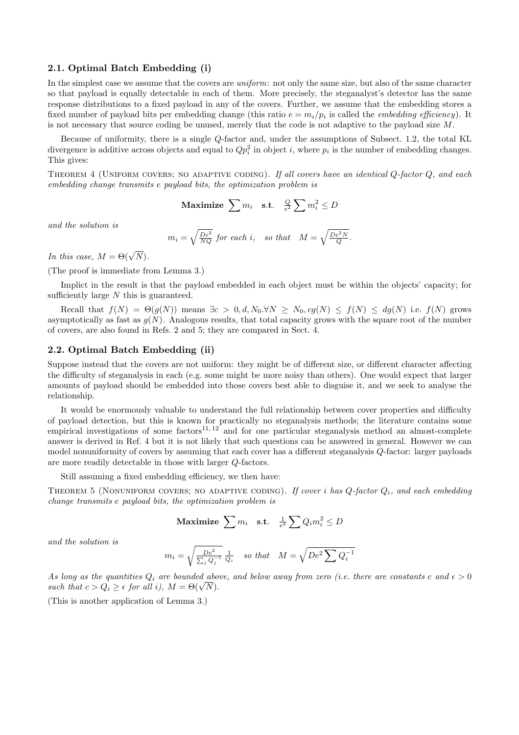### 2.1. Optimal Batch Embedding (i)

In the simplest case we assume that the covers are *uniform*: not only the same size, but also of the same character so that payload is equally detectable in each of them. More precisely, the steganalyst's detector has the same response distributions to a fixed payload in any of the covers. Further, we assume that the embedding stores a fixed number of payload bits per embedding change (this ratio $e = m_i/p_i$ is called the *embedding efficiency*). It is not necessary that source coding be unused, merely that the code is not adaptive to the payload size $M$.

Because of uniformity, there is a single $Q$-factor and, under the assumptions of Subsect. 1.2, the total KL divergence is additive across objects and equal to $Qp_i^2$ in object $i$, where $p_i$ is the number of embedding changes. This gives:

Theorem 4 (Uniform covers; no adaptive coding). *If all covers have an identical $Q$-factor $Q$, and each embedding change transmits $e$ payload bits, the optimization problem is*

$$\textbf{Maximize } \sum m_i \quad \textbf{s.t.} \quad \tfrac{Q}{e^2} \sum m_i^2 \le D$$

*and the solution is*

$$m_i = \sqrt{\tfrac{De^2}{NQ}} \text{ for each } i, \quad \text{so that} \quad M = \sqrt{\tfrac{De^2 N}{Q}}.$$

*In this case, $M = \Theta(\sqrt{N})$.*

(The proof is immediate from Lemma 3.)

Implict in the result is that the payload embedded in each object must be within the objects' capacity; for sufficiently large $N$ this is guaranteed.

Recall that $f(N) = \Theta(g(N))$ means $\exists c > 0, d, N_0. \forall N \ge N_0, cg(N) \le f(N) \le dg(N)$ i.e. $f(N)$ grows asymptotically as fast as $g(N)$. Analogous results, that total capacity grows with the square root of the number of covers, are also found in Refs. 2 and 5; they are compared in Sect. 4.

### 2.2. Optimal Batch Embedding (ii)

Suppose instead that the covers are not uniform: they might be of different size, or different character affecting the difficulty of steganalysis in each (e.g. some might be more noisy than others). One would expect that larger amounts of payload should be embedded into those covers best able to disguise it, and we seek to analyse the relationship.

It would be enormously valuable to understand the full relationship between cover properties and difficulty of payload detection, but this is known for practically no steganalysis methods; the literature contains some empirical investigations of some factors[11, 12] and for one particular steganalysis method an almost-complete answer is derived in Ref. 4 but it is not likely that such questions can be answered in general. However we can model nonuniformity of covers by assuming that each cover has a different steganalysis $Q$-factor: larger payloads are more readily detectable in those with larger $Q$-factors.

Still assuming a fixed embedding efficiency, we then have:

Theorem 5 (Nonuniform covers; no adaptive coding). *If cover $i$ has $Q$-factor $Q_i$, and each embedding change transmits $e$ payload bits, the optimization problem is*

$$\textbf{Maximize } \sum m_i \quad \textbf{s.t.} \quad \tfrac{1}{e^2} \sum Q_i m_i^2 \le D$$

*and the solution is*

$$m_i = \sqrt{\tfrac{De^2}{\sum_j Q_j^{-1}}}\, \tfrac{1}{Q_i} \quad \text{so that} \quad M = \sqrt{De^2 \sum Q_i^{-1}}$$

*As long as the quantities $Q_i$ are bounded above, and below away from zero (i.e. there are constants $c$ and $\epsilon > 0$ such that $c > Q_i \ge \epsilon$ for all $i$), $M = \Theta(\sqrt{N})$.*

(This is another application of Lemma 3.)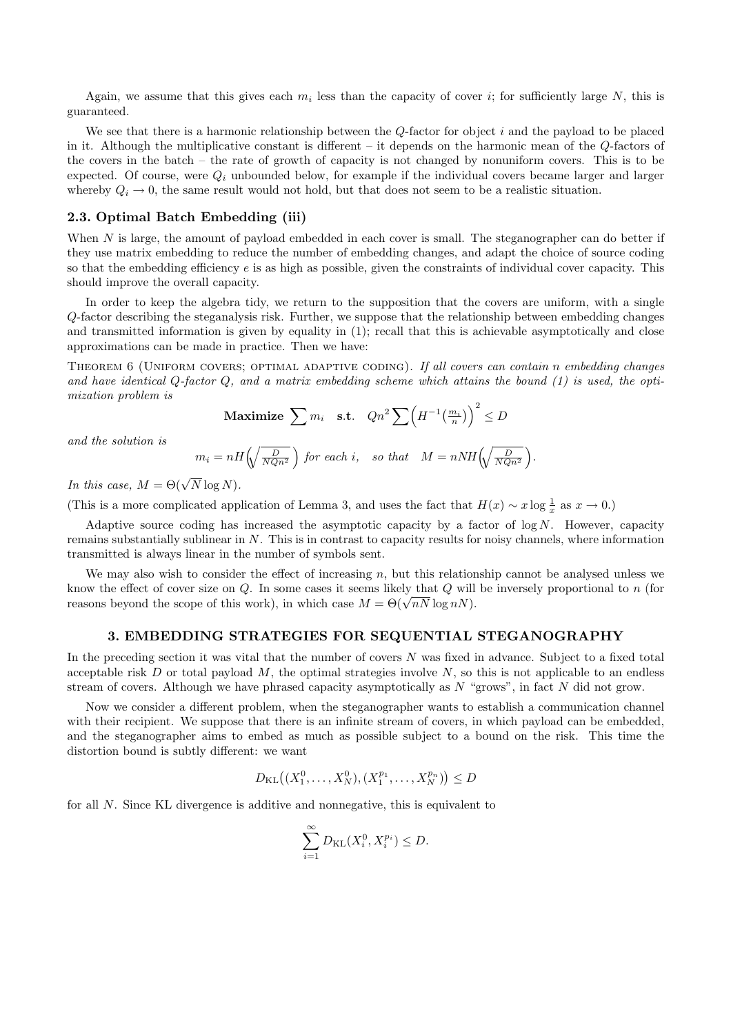Again, we assume that this gives each $m_i$ less than the capacity of cover $i$; for sufficiently large $N$, this is guaranteed.

We see that there is a harmonic relationship between the $Q$-factor for object $i$ and the payload to be placed in it. Although the multiplicative constant is different – it depends on the harmonic mean of the $Q$-factors of the covers in the batch – the rate of growth of capacity is not changed by nonuniform covers. This is to be expected. Of course, were $Q_i$ unbounded below, for example if the individual covers became larger and larger whereby $Q_i \to 0$, the same result would not hold, but that does not seem to be a realistic situation.

### 2.3. Optimal Batch Embedding (iii)

When $N$ is large, the amount of payload embedded in each cover is small. The steganographer can do better if they use matrix embedding to reduce the number of embedding changes, and adapt the choice of source coding so that the embedding efficiency $e$ is as high as possible, given the constraints of individual cover capacity. This should improve the overall capacity.

In order to keep the algebra tidy, we return to the supposition that the covers are uniform, with a single $Q$-factor describing the steganalysis risk. Further, we suppose that the relationship between embedding changes and transmitted information is given by equality in (1); recall that this is achievable asymptotically and close approximations can be made in practice. Then we have:

Theorem 6 (Uniform covers; optimal adaptive coding). *If all covers can contain $n$ embedding changes and have identical $Q$-factor $Q$, and a matrix embedding scheme which attains the bound (1) is used, the optimization problem is*

$$\textbf{Maximize} \sum m_i \quad \textbf{s.t.} \quad Qn^2 \sum \Big(H^{-1}\big(\tfrac{m_i}{n}\big)\Big)^2 \leq D$$

*and the solution is*

$$m_i = nH\Big(\sqrt{\tfrac{D}{NQn^2}}\,\Big) \text{ for each } i, \quad \text{so that} \quad M = nNH\Big(\sqrt{\tfrac{D}{NQn^2}}\,\Big).$$

*In this case, $M = \Theta(\sqrt{N} \log N)$.*

(This is a more complicated application of Lemma 3, and uses the fact that $H(x) \sim x \log \frac{1}{x}$ as $x \to 0$.)

Adaptive source coding has increased the asymptotic capacity by a factor of $\log N$. However, capacity remains substantially sublinear in $N$. This is in contrast to capacity results for noisy channels, where information transmitted is always linear in the number of symbols sent.

We may also wish to consider the effect of increasing $n$, but this relationship cannot be analysed unless we know the effect of cover size on $Q$. In some cases it seems likely that $Q$ will be inversely proportional to $n$ (for reasons beyond the scope of this work), in which case $M = \Theta(\sqrt{nN} \log nN)$.

## 3. EMBEDDING STRATEGIES FOR SEQUENTIAL STEGANOGRAPHY

In the preceding section it was vital that the number of covers $N$ was fixed in advance. Subject to a fixed total acceptable risk $D$ or total payload $M$, the optimal strategies involve $N$, so this is not applicable to an endless stream of covers. Although we have phrased capacity asymptotically as $N$ "grows", in fact $N$ did not grow.

Now we consider a different problem, when the steganographer wants to establish a communication channel with their recipient. We suppose that there is an infinite stream of covers, in which payload can be embedded, and the steganographer aims to embed as much as possible subject to a bound on the risk. This time the distortion bound is subtly different: we want

$$D_{\mathrm{KL}}\big((X_1^0, \ldots, X_N^0), (X_1^{p_1}, \ldots, X_N^{p_n})\big) \leq D$$

for all $N$. Since KL divergence is additive and nonnegative, this is equivalent to

$$\sum_{i=1}^{\infty} D_{\mathrm{KL}}(X_i^0, X_i^{p_i}) \leq D.$$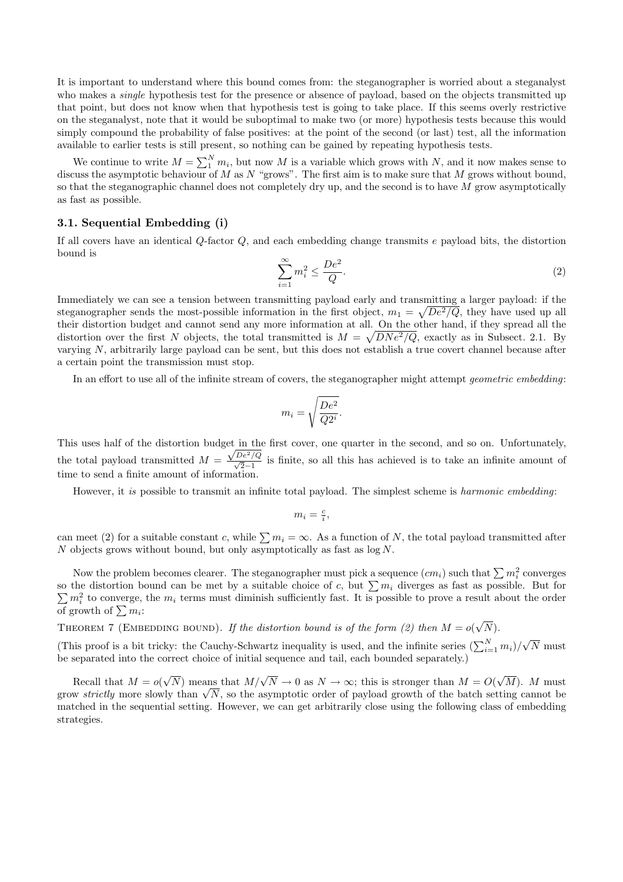It is important to understand where this bound comes from: the steganographer is worried about a steganalyst who makes a *single* hypothesis test for the presence or absence of payload, based on the objects transmitted up that point, but does not know when that hypothesis test is going to take place. If this seems overly restrictive on the steganalyst, note that it would be suboptimal to make two (or more) hypothesis tests because this would simply compound the probability of false positives: at the point of the second (or last) test, all the information available to earlier tests is still present, so nothing can be gained by repeating hypothesis tests.

We continue to write $M = \sum_1^N m_i$, but now $M$ is a variable which grows with $N$, and it now makes sense to discuss the asymptotic behaviour of $M$ as $N$ "grows". The first aim is to make sure that $M$ grows without bound, so that the steganographic channel does not completely dry up, and the second is to have $M$ grow asymptotically as fast as possible.

### 3.1. Sequential Embedding (i)

If all covers have an identical $Q$-factor $Q$, and each embedding change transmits $e$ payload bits, the distortion bound is

$$\sum_{i=1}^{\infty} m_i^2 \leq \frac{De^2}{Q}. \tag{2}$$

Immediately we can see a tension between transmitting payload early and transmitting a larger payload: if the steganographer sends the most-possible information in the first object, $m_1 = \sqrt{De^2/Q}$, they have used up all their distortion budget and cannot send any more information at all. On the other hand, if they spread all the distortion over the first $N$ objects, the total transmitted is $M = \sqrt{DNe^2/Q}$, exactly as in Subsect. 2.1. By varying $N$, arbitrarily large payload can be sent, but this does not establish a true covert channel because after a certain point the transmission must stop.

In an effort to use all of the infinite stream of covers, the steganographer might attempt *geometric embedding*:

$$m_i = \sqrt{\frac{De^2}{Q2^i}}.$$

This uses half of the distortion budget in the first cover, one quarter in the second, and so on. Unfortunately, the total payload transmitted $M = \frac{\sqrt{De^2/Q}}{\sqrt{2}-1}$ is finite, so all this has achieved is to take an infinite amount of time to send a finite amount of information.

However, it *is* possible to transmit an infinite total payload. The simplest scheme is *harmonic embedding*:

$$m_i = \tfrac{c}{i},$$

can meet (2) for a suitable constant $c$, while $\sum m_i = \infty$. As a function of $N$, the total payload transmitted after $N$ objects grows without bound, but only asymptotically as fast as $\log N$.

Now the problem becomes clearer. The steganographer must pick a sequence $(cm_i)$ such that $\sum m_i^2$ converges so the distortion bound can be met by a suitable choice of $c$, but $\sum m_i$ diverges as fast as possible. But for $\sum m_i^2$ to converge, the $m_i$ terms must diminish sufficiently fast. It is possible to prove a result about the order of growth of $\sum m_i$:

THEOREM 7 (EMBEDDING BOUND). *If the distortion bound is of the form (2) then* $M = o(\sqrt{N})$.

(This proof is a bit tricky: the Cauchy-Schwartz inequality is used, and the infinite series $(\sum_{i=1}^N m_i)/\sqrt{N}$ must be separated into the correct choice of initial sequence and tail, each bounded separately.)

Recall that $M = o(\sqrt{N})$ means that $M/\sqrt{N} \to 0$ as $N \to \infty$; this is stronger than $M = O(\sqrt{M})$. $M$ must grow *strictly* more slowly than $\sqrt{N}$, so the asymptotic order of payload growth of the batch setting cannot be matched in the sequential setting. However, we can get arbitrarily close using the following class of embedding strategies.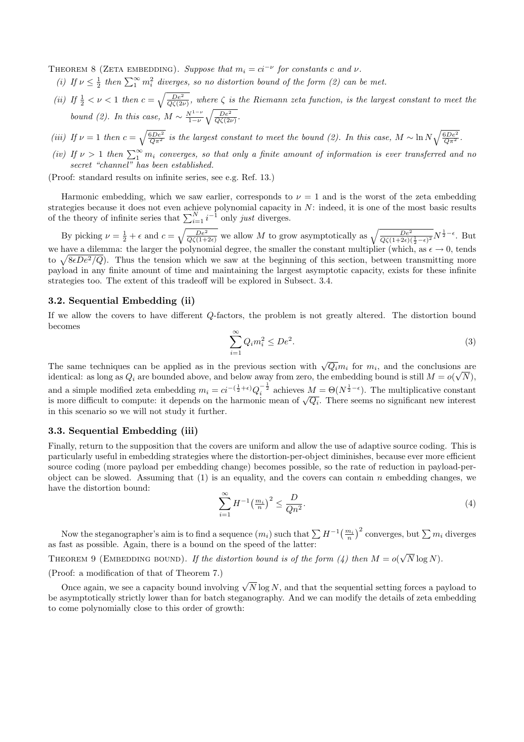Theorem 8 (Zeta embedding). *Suppose that $m_i = ci^{-\nu}$ for constants $c$ and $\nu$.*

*(i) If $\nu \leq \frac{1}{2}$ then $\sum_1^\infty m_i^2$ diverges, so no distortion bound of the form (2) can be met.*

*(ii) If $\frac{1}{2} < \nu < 1$ then $c = \sqrt{\frac{De^2}{Q\zeta(2\nu)}}$, where $\zeta$ is the Riemann zeta function, is the largest constant to meet the bound (2). In this case, $M \sim \frac{N^{1-\nu}}{1-\nu}\sqrt{\frac{De^2}{Q\zeta(2\nu)}}$.*

*(iii) If $\nu = 1$ then $c = \sqrt{\frac{6De^2}{Q\pi^2}}$ is the largest constant to meet the bound (2). In this case, $M \sim \ln N\sqrt{\frac{6De^2}{Q\pi^2}}$.*

*(iv) If $\nu > 1$ then $\sum_1^\infty m_i$ converges, so that only a finite amount of information is ever transferred and no secret "channel" has been established.*

(Proof: standard results on infinite series, see e.g. Ref. 13.)

Harmonic embedding, which we saw earlier, corresponds to $\nu = 1$ and is the worst of the zeta embedding strategies because it does not even achieve polynomial capacity in $N$: indeed, it is one of the most basic results of the theory of infinite series that $\sum_{i=1}^N i^{-1}$ only *just* diverges.

By picking $\nu = \frac{1}{2} + \epsilon$ and $c = \sqrt{\frac{De^2}{Q\zeta(1+2\epsilon)}}$ we allow $M$ to grow asymptotically as $\sqrt{\frac{De^2}{Q\zeta(1+2\epsilon)(\frac{1}{2}-\epsilon)^2}}N^{\frac{1}{2}-\epsilon}$. But we have a dilemma: the larger the polynomial degree, the smaller the constant multiplier (which, as $\epsilon \to 0$, tends to $\sqrt{8\epsilon De^2/Q}$). Thus the tension which we saw at the beginning of this section, between transmitting more payload in any finite amount of time and maintaining the largest asymptotic capacity, exists for these infinite strategies too. The extent of this tradeoff will be explored in Subsect. 3.4.

### 3.2. Sequential Embedding (ii)

If we allow the covers to have different $Q$-factors, the problem is not greatly altered. The distortion bound becomes

$$\sum_{i=1}^{\infty} Q_i m_i^2 \leq De^2. \tag{3}$$

The same techniques can be applied as in the previous section with $\sqrt{Q_i}m_i$ for $m_i$, and the conclusions are identical: as long as $Q_i$ are bounded above, and below away from zero, the embedding bound is still $M = o(\sqrt{N})$, and a simple modified zeta embedding $m_i = ci^{-(\frac{1}{2}+\epsilon)}Q_i^{-\frac{1}{2}}$ achieves $M = \Theta(N^{\frac{1}{2}-\epsilon})$. The multiplicative constant is more difficult to compute: it depends on the harmonic mean of $\sqrt{Q_i}$. There seems no significant new interest in this scenario so we will not study it further.

### 3.3. Sequential Embedding (iii)

Finally, return to the supposition that the covers are uniform and allow the use of adaptive source coding. This is particularly useful in embedding strategies where the distortion-per-object diminishes, because ever more efficient source coding (more payload per embedding change) becomes possible, so the rate of reduction in payload-per-object can be slowed. Assuming that (1) is an equality, and the covers can contain $n$ embedding changes, we have the distortion bound:

$$\sum_{i=1}^{\infty} H^{-1}\big(\tfrac{m_i}{n}\big)^2 \leq \frac{D}{Qn^2}. \tag{4}$$

Now the steganographer's aim is to find a sequence $(m_i)$ such that $\sum H^{-1}\big(\frac{m_i}{n}\big)^2$ converges, but $\sum m_i$ diverges as fast as possible. Again, there is a bound on the speed of the latter:

Theorem 9 (Embedding bound). *If the distortion bound is of the form (4) then $M = o(\sqrt{N}\log N)$.*

(Proof: a modification of that of Theorem 7.)

Once again, we see a capacity bound involving $\sqrt{N}\log N$, and that the sequential setting forces a payload to be asymptotically strictly lower than for batch steganography. And we can modify the details of zeta embedding to come polynomially close to this order of growth: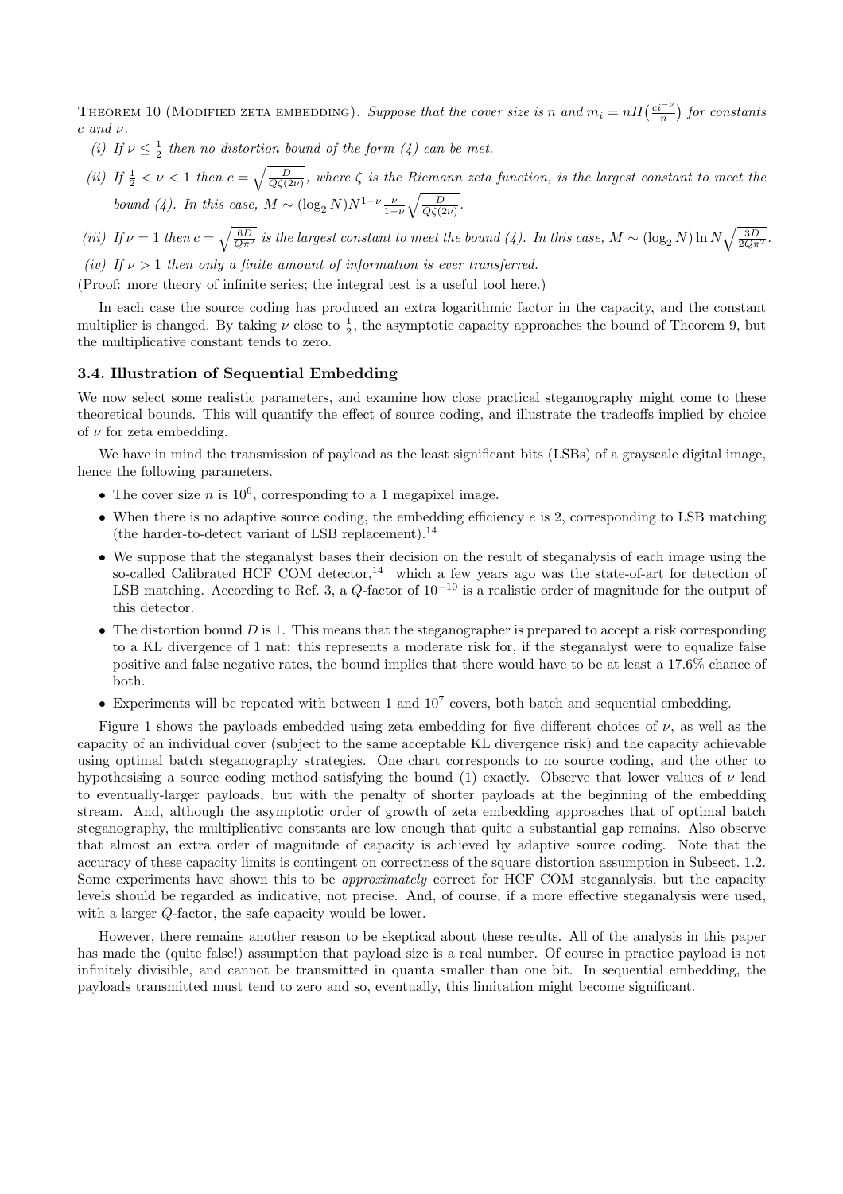THEOREM 10 (MODIFIED ZETA EMBEDDING). *Suppose that the cover size is $n$ and $m_i = nH\big(\frac{ci^{-\nu}}{n}\big)$ for constants $c$ and $\nu$.*

*(i) If $\nu \leq \frac{1}{2}$ then no distortion bound of the form (4) can be met.*

*(ii) If $\frac{1}{2} < \nu < 1$ then $c = \sqrt{\frac{D}{Q\zeta(2\nu)}}$, where $\zeta$ is the Riemann zeta function, is the largest constant to meet the bound (4). In this case, $M \sim (\log_2 N) N^{1-\nu} \frac{\nu}{1-\nu}\sqrt{\frac{D}{Q\zeta(2\nu)}}$.*

*(iii) If $\nu = 1$ then $c = \sqrt{\frac{6D}{Q\pi^2}}$ is the largest constant to meet the bound (4). In this case, $M \sim (\log_2 N)\ln N\sqrt{\frac{3D}{2Q\pi^2}}$.*

*(iv) If $\nu > 1$ then only a finite amount of information is ever transferred.*

(Proof: more theory of infinite series; the integral test is a useful tool here.)

In each case the source coding has produced an extra logarithmic factor in the capacity, and the constant multiplier is changed. By taking $\nu$ close to $\frac{1}{2}$, the asymptotic capacity approaches the bound of Theorem 9, but the multiplicative constant tends to zero.

### 3.4. Illustration of Sequential Embedding

We now select some realistic parameters, and examine how close practical steganography might come to these theoretical bounds. This will quantify the effect of source coding, and illustrate the tradeoffs implied by choice of $\nu$ for zeta embedding.

We have in mind the transmission of payload as the least significant bits (LSBs) of a grayscale digital image, hence the following parameters.

- The cover size $n$ is $10^6$, corresponding to a 1 megapixel image.
- When there is no adaptive source coding, the embedding efficiency $e$ is 2, corresponding to LSB matching (the harder-to-detect variant of LSB replacement).[14]
- We suppose that the steganalyst bases their decision on the result of steganalysis of each image using the so-called Calibrated HCF COM detector,[14] which a few years ago was the state-of-art for detection of LSB matching. According to Ref. 3, a $Q$-factor of $10^{-10}$ is a realistic order of magnitude for the output of this detector.
- The distortion bound $D$ is 1. This means that the steganographer is prepared to accept a risk corresponding to a KL divergence of 1 nat: this represents a moderate risk for, if the steganalyst were to equalize false positive and false negative rates, the bound implies that there would have to be at least a 17.6% chance of both.
- Experiments will be repeated with between 1 and $10^7$ covers, both batch and sequential embedding.

Figure 1 shows the payloads embedded using zeta embedding for five different choices of $\nu$, as well as the capacity of an individual cover (subject to the same acceptable KL divergence risk) and the capacity achievable using optimal batch steganography strategies. One chart corresponds to no source coding, and the other to hypothesising a source coding method satisfying the bound (1) exactly. Observe that lower values of $\nu$ lead to eventually-larger payloads, but with the penalty of shorter payloads at the beginning of the embedding stream. And, although the asymptotic order of growth of zeta embedding approaches that of optimal batch steganography, the multiplicative constants are low enough that quite a substantial gap remains. Also observe that almost an extra order of magnitude of capacity is achieved by adaptive source coding. Note that the accuracy of these capacity limits is contingent on correctness of the square distortion assumption in Subsect. 1.2. Some experiments have shown this to be *approximately* correct for HCF COM steganalysis, but the capacity levels should be regarded as indicative, not precise. And, of course, if a more effective steganalysis were used, with a larger $Q$-factor, the safe capacity would be lower.

However, there remains another reason to be skeptical about these results. All of the analysis in this paper has made the (quite false!) assumption that payload size is a real number. Of course in practice payload is not infinitely divisible, and cannot be transmitted in quanta smaller than one bit. In sequential embedding, the payloads transmitted must tend to zero and so, eventually, this limitation might become significant.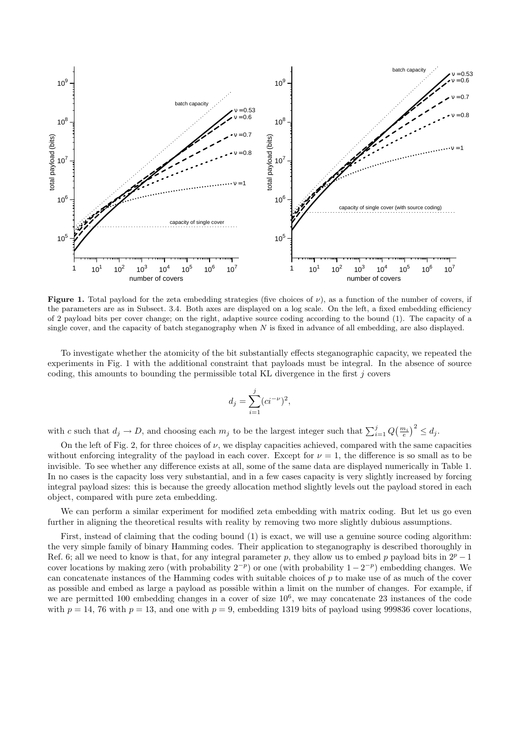**Figure 1.** Total payload for the zeta embedding strategies (five choices of $\nu$), as a function of the number of covers, if the parameters are as in Subsect. 3.4. Both axes are displayed on a log scale. On the left, a fixed embedding efficiency of 2 payload bits per cover change; on the right, adaptive source coding according to the bound (1). The capacity of a single cover, and the capacity of batch steganography when $N$ is fixed in advance of all embedding, are also displayed.

To investigate whether the atomicity of the bit substantially effects steganographic capacity, we repeated the experiments in Fig. 1 with the additional constraint that payloads must be integral. In the absence of source coding, this amounts to bounding the permissible total KL divergence in the first $j$ covers

$$d_j = \sum_{i=1}^{j} (ci^{-\nu})^2,$$

with $c$ such that $d_j \to D$, and choosing each $m_j$ to be the largest integer such that $\sum_{i=1}^{j} Q\big(\frac{m_i}{e}\big)^2 \leq d_j$.

On the left of Fig. 2, for three choices of $\nu$, we display capacities achieved, compared with the same capacities without enforcing integrality of the payload in each cover. Except for $\nu = 1$, the difference is so small as to be invisible. To see whether any difference exists at all, some of the same data are displayed numerically in Table 1. In no cases is the capacity loss very substantial, and in a few cases capacity is very slightly increased by forcing integral payload sizes: this is because the greedy allocation method slightly levels out the payload stored in each object, compared with pure zeta embedding.

We can perform a similar experiment for modified zeta embedding with matrix coding. But let us go even further in aligning the theoretical results with reality by removing two more slightly dubious assumptions.

First, instead of claiming that the coding bound (1) is exact, we will use a genuine source coding algorithm: the very simple family of binary Hamming codes. Their application to steganography is described thoroughly in Ref. 6; all we need to know is that, for any integral parameter $p$, they allow us to embed $p$ payload bits in $2^p - 1$ cover locations by making zero (with probability $2^{-p}$) or one (with probability $1 - 2^{-p}$) embedding changes. We can concatenate instances of the Hamming codes with suitable choices of $p$ to make use of as much of the cover as possible and embed as large a payload as possible within a limit on the number of changes. For example, if we are permitted 100 embedding changes in a cover of size $10^6$, we may concatenate 23 instances of the code with $p = 14$, 76 with $p = 13$, and one with $p = 9$, embedding 1319 bits of payload using 999836 cover locations,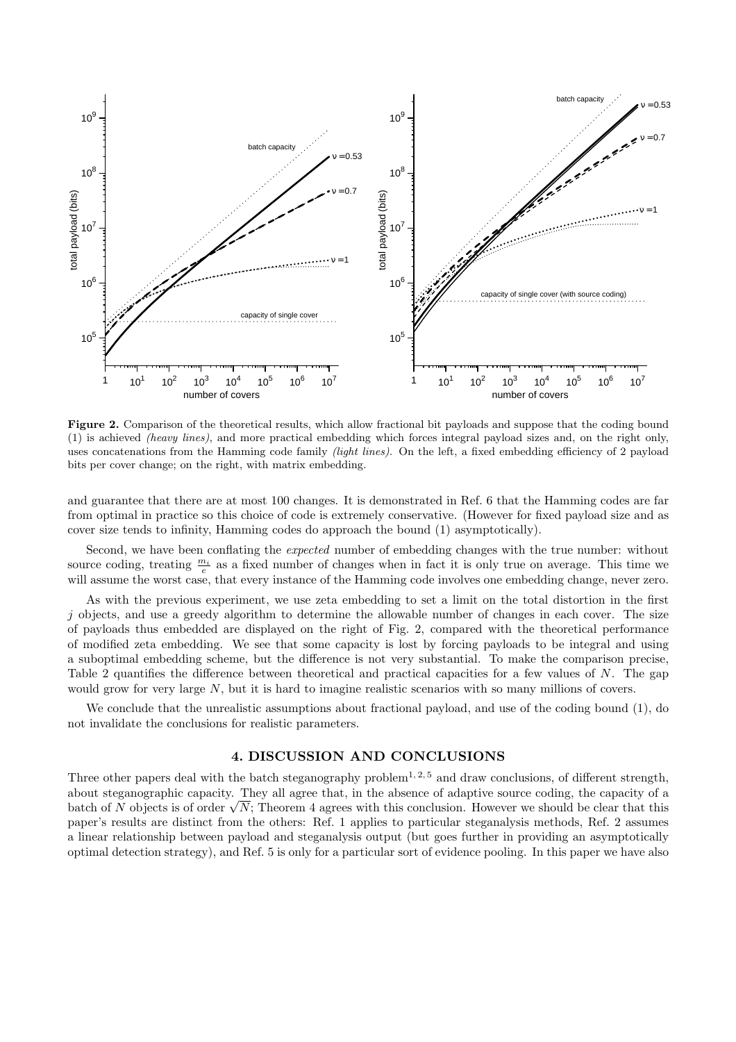**Figure 2.** Comparison of the theoretical results, which allow fractional bit payloads and suppose that the coding bound (1) is achieved *(heavy lines)*, and more practical embedding which forces integral payload sizes and, on the right only, uses concatenations from the Hamming code family *(light lines)*. On the left, a fixed embedding efficiency of 2 payload bits per cover change; on the right, with matrix embedding.

and guarantee that there are at most 100 changes. It is demonstrated in Ref. 6 that the Hamming codes are far from optimal in practice so this choice of code is extremely conservative. (However for fixed payload size and as cover size tends to infinity, Hamming codes do approach the bound (1) asymptotically).

Second, we have been conflating the *expected* number of embedding changes with the true number: without source coding, treating $\frac{m_i}{e}$ as a fixed number of changes when in fact it is only true on average. This time we will assume the worst case, that every instance of the Hamming code involves one embedding change, never zero.

As with the previous experiment, we use zeta embedding to set a limit on the total distortion in the first $j$ objects, and use a greedy algorithm to determine the allowable number of changes in each cover. The size of payloads thus embedded are displayed on the right of Fig. 2, compared with the theoretical performance of modified zeta embedding. We see that some capacity is lost by forcing payloads to be integral and using a suboptimal embedding scheme, but the difference is not very substantial. To make the comparison precise, Table 2 quantifies the difference between theoretical and practical capacities for a few values of $N$. The gap would grow for very large $N$, but it is hard to imagine realistic scenarios with so many millions of covers.

We conclude that the unrealistic assumptions about fractional payload, and use of the coding bound (1), do not invalidate the conclusions for realistic parameters.

## 4. DISCUSSION AND CONCLUSIONS

Three other papers deal with the batch steganography problem[1,2,5] and draw conclusions, of different strength, about steganographic capacity. They all agree that, in the absence of adaptive source coding, the capacity of a batch of $N$ objects is of order $\sqrt{N}$; Theorem 4 agrees with this conclusion. However we should be clear that this paper's results are distinct from the others: Ref. 1 applies to particular steganalysis methods, Ref. 2 assumes a linear relationship between payload and steganalysis output (but goes further in providing an asymptotically optimal detection strategy), and Ref. 5 is only for a particular sort of evidence pooling. In this paper we have also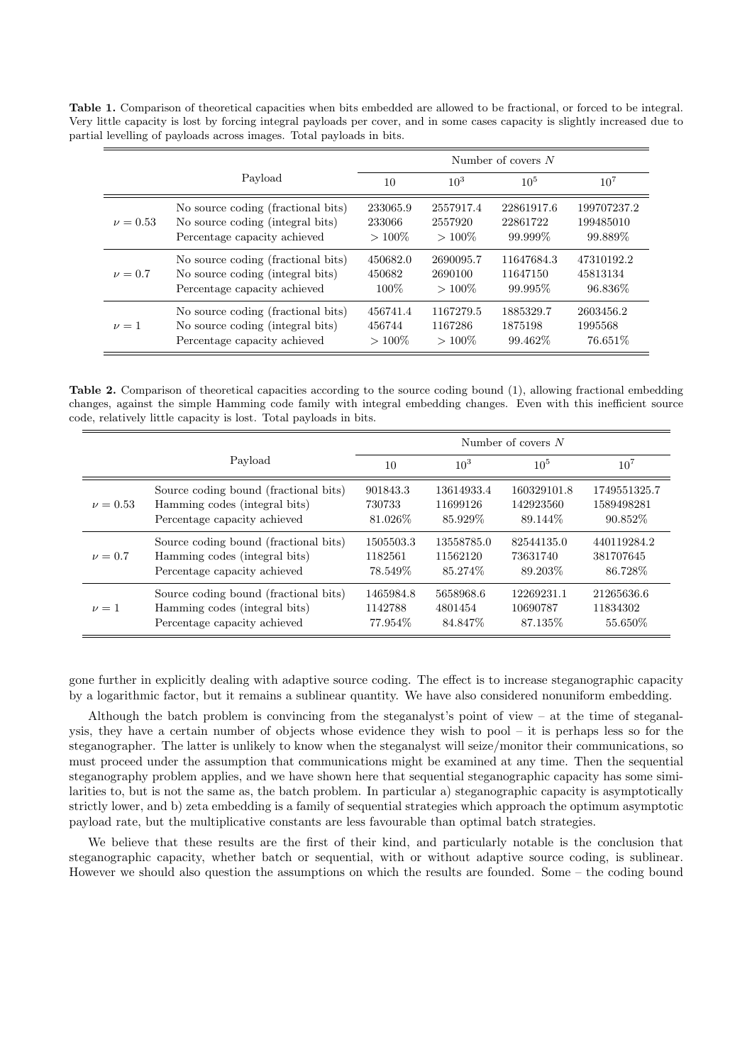**Table 1.** Comparison of theoretical capacities when bits embedded are allowed to be fractional, or forced to be integral. Very little capacity is lost by forcing integral payloads per cover, and in some cases capacity is slightly increased due to partial levelling of payloads across images. Total payloads in bits.

| Payload | | Number of covers $N$ | | | |
|---|---|---|---|---|---|
| | | 10 | $10^3$ | $10^5$ | $10^7$ |
| $\nu = 0.53$ | No source coding (fractional bits) | 233065.9 | 2557917.4 | 22861917.6 | 199707237.2 |
| | No source coding (integral bits) | 233066 | 2557920 | 22861722 | 199485010 |
| | Percentage capacity achieved | $> 100\%$ | $> 100\%$ | 99.999% | 99.889% |
| $\nu = 0.7$ | No source coding (fractional bits) | 450682.0 | 2690095.7 | 11647684.3 | 47310192.2 |
| | No source coding (integral bits) | 450682 | 2690100 | 11647150 | 45813134 |
| | Percentage capacity achieved | 100% | $> 100\%$ | 99.995% | 96.836% |
| $\nu = 1$ | No source coding (fractional bits) | 456741.4 | 1167279.5 | 1885329.7 | 2603456.2 |
| | No source coding (integral bits) | 456744 | 1167286 | 1875198 | 1995568 |
| | Percentage capacity achieved | $> 100\%$ | $> 100\%$ | 99.462% | 76.651% |

**Table 2.** Comparison of theoretical capacities according to the source coding bound (1), allowing fractional embedding changes, against the simple Hamming code family with integral embedding changes. Even with this inefficient source code, relatively little capacity is lost. Total payloads in bits.

| Payload | | Number of covers $N$ | | | |
|---|---|---|---|---|---|
| | | 10 | $10^3$ | $10^5$ | $10^7$ |
| $\nu = 0.53$ | Source coding bound (fractional bits) | 901843.3 | 13614933.4 | 160329101.8 | 1749551325.7 |
| | Hamming codes (integral bits) | 730733 | 11699126 | 142923560 | 1589498281 |
| | Percentage capacity achieved | 81.026% | 85.929% | 89.144% | 90.852% |
| $\nu = 0.7$ | Source coding bound (fractional bits) | 1505503.3 | 13558785.0 | 82544135.0 | 440119284.2 |
| | Hamming codes (integral bits) | 1182561 | 11562120 | 73631740 | 381707645 |
| | Percentage capacity achieved | 78.549% | 85.274% | 89.203% | 86.728% |
| $\nu = 1$ | Source coding bound (fractional bits) | 1465984.8 | 5658968.6 | 12269231.1 | 21265636.6 |
| | Hamming codes (integral bits) | 1142788 | 4801454 | 10690787 | 11834302 |
| | Percentage capacity achieved | 77.954% | 84.847% | 87.135% | 55.650% |

gone further in explicitly dealing with adaptive source coding. The effect is to increase steganographic capacity by a logarithmic factor, but it remains a sublinear quantity. We have also considered nonuniform embedding.

Although the batch problem is convincing from the steganalyst's point of view – at the time of steganalysis, they have a certain number of objects whose evidence they wish to pool – it is perhaps less so for the steganographer. The latter is unlikely to know when the steganalyst will seize/monitor their communications, so must proceed under the assumption that communications might be examined at any time. Then the sequential steganography problem applies, and we have shown here that sequential steganographic capacity has some similarities to, but is not the same as, the batch problem. In particular a) steganographic capacity is asymptotically strictly lower, and b) zeta embedding is a family of sequential strategies which approach the optimum asymptotic payload rate, but the multiplicative constants are less favourable than optimal batch strategies.

We believe that these results are the first of their kind, and particularly notable is the conclusion that steganographic capacity, whether batch or sequential, with or without adaptive source coding, is sublinear. However we should also question the assumptions on which the results are founded. Some – the coding bound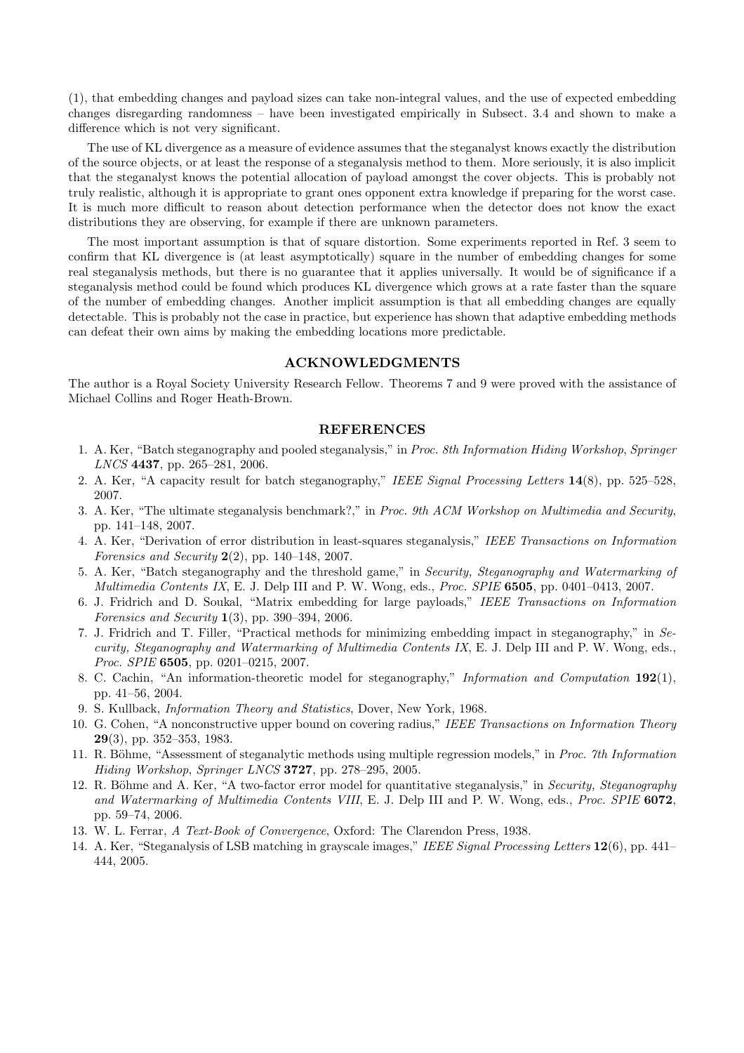(1), that embedding changes and payload sizes can take non-integral values, and the use of expected embedding changes disregarding randomness – have been investigated empirically in Subsect. 3.4 and shown to make a difference which is not very significant.

The use of KL divergence as a measure of evidence assumes that the steganalyst knows exactly the distribution of the source objects, or at least the response of a steganalysis method to them. More seriously, it is also implicit that the steganalyst knows the potential allocation of payload amongst the cover objects. This is probably not truly realistic, although it is appropriate to grant ones opponent extra knowledge if preparing for the worst case. It is much more difficult to reason about detection performance when the detector does not know the exact distributions they are observing, for example if there are unknown parameters.

The most important assumption is that of square distortion. Some experiments reported in Ref. 3 seem to confirm that KL divergence is (at least asymptotically) square in the number of embedding changes for some real steganalysis methods, but there is no guarantee that it applies universally. It would be of significance if a steganalysis method could be found which produces KL divergence which grows at a rate faster than the square of the number of embedding changes. Another implicit assumption is that all embedding changes are equally detectable. This is probably not the case in practice, but experience has shown that adaptive embedding methods can defeat their own aims by making the embedding locations more predictable.

## ACKNOWLEDGMENTS

The author is a Royal Society University Research Fellow. Theorems 7 and 9 were proved with the assistance of Michael Collins and Roger Heath-Brown.

## REFERENCES

1. A. Ker, "Batch steganography and pooled steganalysis," in *Proc. 8th Information Hiding Workshop*, *Springer LNCS* **4437**, pp. 265–281, 2006.
2. A. Ker, "A capacity result for batch steganography," *IEEE Signal Processing Letters* **14**(8), pp. 525–528, 2007.
3. A. Ker, "The ultimate steganalysis benchmark?," in *Proc. 9th ACM Workshop on Multimedia and Security*, pp. 141–148, 2007.
4. A. Ker, "Derivation of error distribution in least-squares steganalysis," *IEEE Transactions on Information Forensics and Security* **2**(2), pp. 140–148, 2007.
5. A. Ker, "Batch steganography and the threshold game," in *Security, Steganography and Watermarking of Multimedia Contents IX*, E. J. Delp III and P. W. Wong, eds., *Proc. SPIE* **6505**, pp. 0401–0413, 2007.
6. J. Fridrich and D. Soukal, "Matrix embedding for large payloads," *IEEE Transactions on Information Forensics and Security* **1**(3), pp. 390–394, 2006.
7. J. Fridrich and T. Filler, "Practical methods for minimizing embedding impact in steganography," in *Security, Steganography and Watermarking of Multimedia Contents IX*, E. J. Delp III and P. W. Wong, eds., *Proc. SPIE* **6505**, pp. 0201–0215, 2007.
8. C. Cachin, "An information-theoretic model for steganography," *Information and Computation* **192**(1), pp. 41–56, 2004.
9. S. Kullback, *Information Theory and Statistics*, Dover, New York, 1968.
10. G. Cohen, "A nonconstructive upper bound on covering radius," *IEEE Transactions on Information Theory* **29**(3), pp. 352–353, 1983.
11. R. Böhme, "Assessment of steganalytic methods using multiple regression models," in *Proc. 7th Information Hiding Workshop*, *Springer LNCS* **3727**, pp. 278–295, 2005.
12. R. Böhme and A. Ker, "A two-factor error model for quantitative steganalysis," in *Security, Steganography and Watermarking of Multimedia Contents VIII*, E. J. Delp III and P. W. Wong, eds., *Proc. SPIE* **6072**, pp. 59–74, 2006.
13. W. L. Ferrar, *A Text-Book of Convergence*, Oxford: The Clarendon Press, 1938.
14. A. Ker, "Steganalysis of LSB matching in grayscale images," *IEEE Signal Processing Letters* **12**(6), pp. 441–444, 2005.